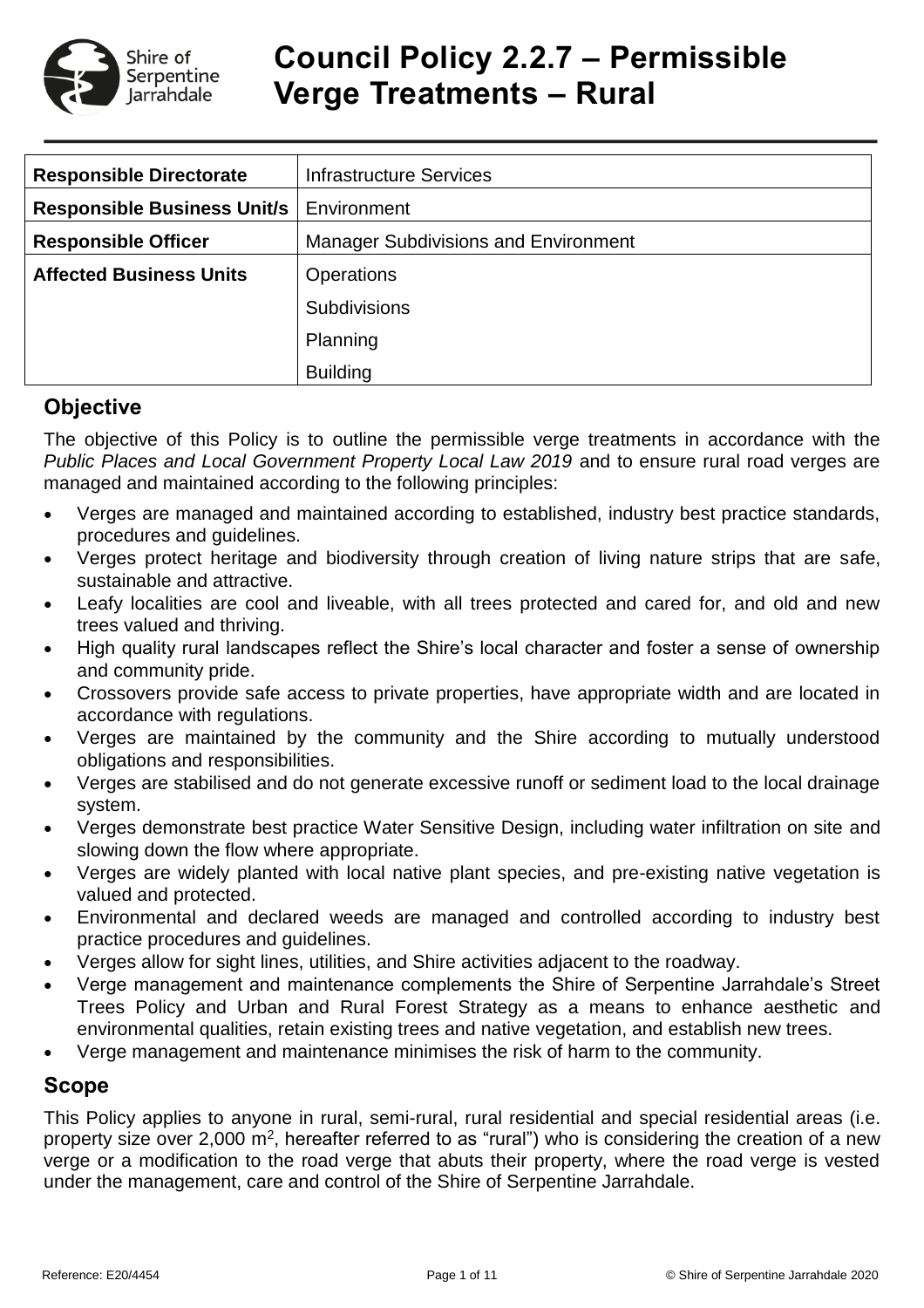# Council Policy 2.2.7 – Permissible Verge Treatments – Rural

| Responsible Directorate | Infrastructure Services |
|---|---|
| **Responsible Business Unit/s** | Environment |
| **Responsible Officer** | Manager Subdivisions and Environment |
| **Affected Business Units** | Operations |
| | Subdivisions |
| | Planning |
| | Building |

## Objective

The objective of this Policy is to outline the permissible verge treatments in accordance with the *Public Places and Local Government Property Local Law 2019* and to ensure rural road verges are managed and maintained according to the following principles:

- Verges are managed and maintained according to established, industry best practice standards, procedures and guidelines.
- Verges protect heritage and biodiversity through creation of living nature strips that are safe, sustainable and attractive.
- Leafy localities are cool and liveable, with all trees protected and cared for, and old and new trees valued and thriving.
- High quality rural landscapes reflect the Shire's local character and foster a sense of ownership and community pride.
- Crossovers provide safe access to private properties, have appropriate width and are located in accordance with regulations.
- Verges are maintained by the community and the Shire according to mutually understood obligations and responsibilities.
- Verges are stabilised and do not generate excessive runoff or sediment load to the local drainage system.
- Verges demonstrate best practice Water Sensitive Design, including water infiltration on site and slowing down the flow where appropriate.
- Verges are widely planted with local native plant species, and pre-existing native vegetation is valued and protected.
- Environmental and declared weeds are managed and controlled according to industry best practice procedures and guidelines.
- Verges allow for sight lines, utilities, and Shire activities adjacent to the roadway.
- Verge management and maintenance complements the Shire of Serpentine Jarrahdale's Street Trees Policy and Urban and Rural Forest Strategy as a means to enhance aesthetic and environmental qualities, retain existing trees and native vegetation, and establish new trees.
- Verge management and maintenance minimises the risk of harm to the community.

## Scope

This Policy applies to anyone in rural, semi-rural, rural residential and special residential areas (i.e. property size over 2,000 $m^2$, hereafter referred to as "rural") who is considering the creation of a new verge or a modification to the road verge that abuts their property, where the road verge is vested under the management, care and control of the Shire of Serpentine Jarrahdale.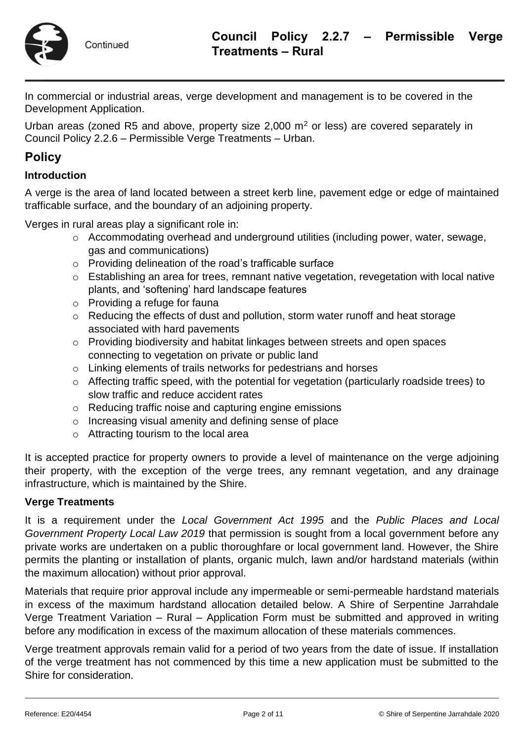In commercial or industrial areas, verge development and management is to be covered in the Development Application.

Urban areas (zoned R5 and above, property size 2,000 $m^2$ or less) are covered separately in Council Policy 2.2.6 – Permissible Verge Treatments – Urban.

## Policy

### Introduction

A verge is the area of land located between a street kerb line, pavement edge or edge of maintained trafficable surface, and the boundary of an adjoining property.

Verges in rural areas play a significant role in:

- Accommodating overhead and underground utilities (including power, water, sewage, gas and communications)
- Providing delineation of the road's trafficable surface
- Establishing an area for trees, remnant native vegetation, revegetation with local native plants, and 'softening' hard landscape features
- Providing a refuge for fauna
- Reducing the effects of dust and pollution, storm water runoff and heat storage associated with hard pavements
- Providing biodiversity and habitat linkages between streets and open spaces connecting to vegetation on private or public land
- Linking elements of trails networks for pedestrians and horses
- Affecting traffic speed, with the potential for vegetation (particularly roadside trees) to slow traffic and reduce accident rates
- Reducing traffic noise and capturing engine emissions
- Increasing visual amenity and defining sense of place
- Attracting tourism to the local area

It is accepted practice for property owners to provide a level of maintenance on the verge adjoining their property, with the exception of the verge trees, any remnant vegetation, and any drainage infrastructure, which is maintained by the Shire.

### Verge Treatments

It is a requirement under the *Local Government Act 1995* and the *Public Places and Local Government Property Local Law 2019* that permission is sought from a local government before any private works are undertaken on a public thoroughfare or local government land. However, the Shire permits the planting or installation of plants, organic mulch, lawn and/or hardstand materials (within the maximum allocation) without prior approval.

Materials that require prior approval include any impermeable or semi-permeable hardstand materials in excess of the maximum hardstand allocation detailed below. A Shire of Serpentine Jarrahdale Verge Treatment Variation – Rural – Application Form must be submitted and approved in writing before any modification in excess of the maximum allocation of these materials commences.

Verge treatment approvals remain valid for a period of two years from the date of issue. If installation of the verge treatment has not commenced by this time a new application must be submitted to the Shire for consideration.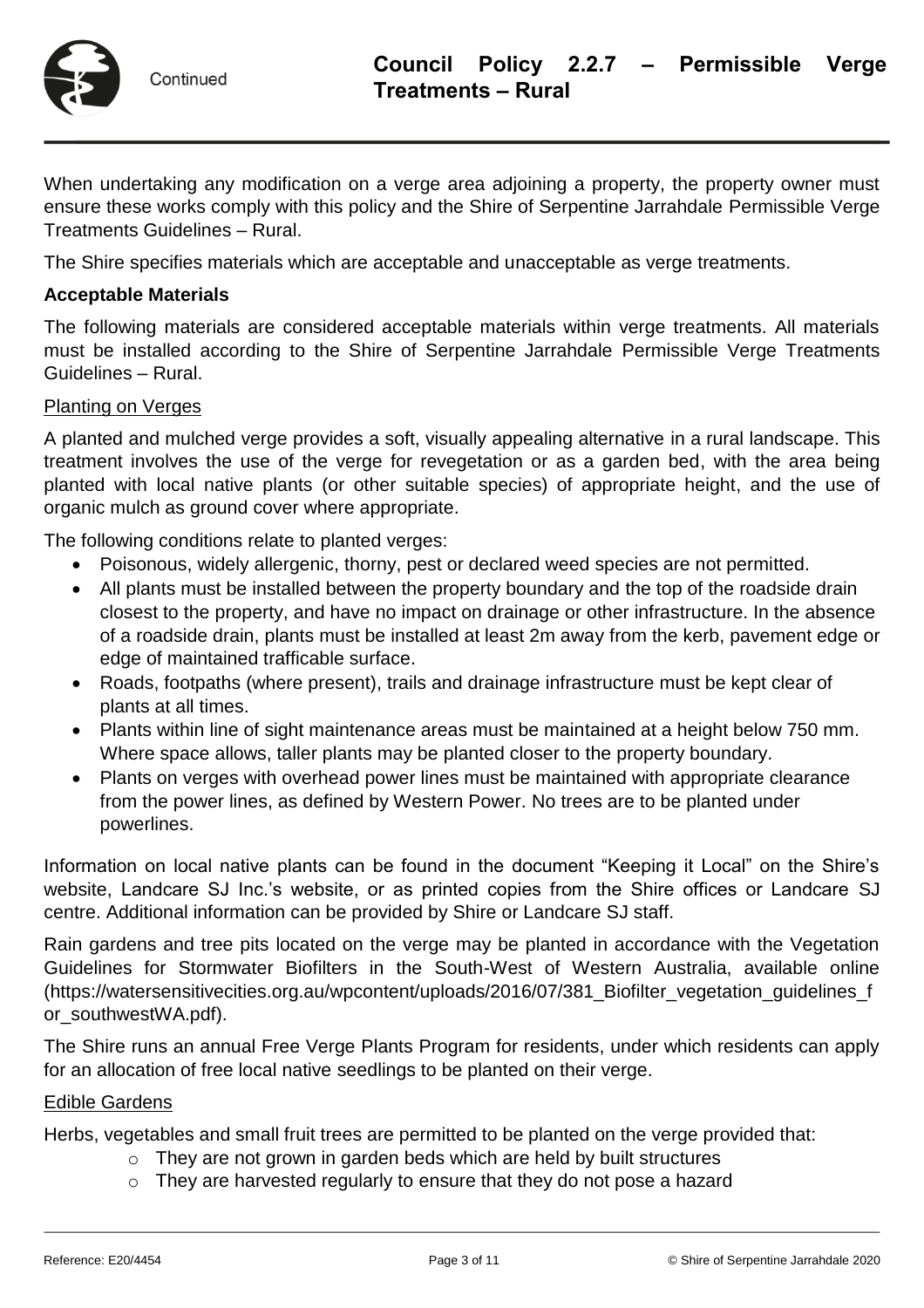When undertaking any modification on a verge area adjoining a property, the property owner must ensure these works comply with this policy and the Shire of Serpentine Jarrahdale Permissible Verge Treatments Guidelines – Rural.

The Shire specifies materials which are acceptable and unacceptable as verge treatments.

**Acceptable Materials**

The following materials are considered acceptable materials within verge treatments. All materials must be installed according to the Shire of Serpentine Jarrahdale Permissible Verge Treatments Guidelines – Rural.

<u>Planting on Verges</u>

A planted and mulched verge provides a soft, visually appealing alternative in a rural landscape. This treatment involves the use of the verge for revegetation or as a garden bed, with the area being planted with local native plants (or other suitable species) of appropriate height, and the use of organic mulch as ground cover where appropriate.

The following conditions relate to planted verges:

- Poisonous, widely allergenic, thorny, pest or declared weed species are not permitted.
- All plants must be installed between the property boundary and the top of the roadside drain closest to the property, and have no impact on drainage or other infrastructure. In the absence of a roadside drain, plants must be installed at least 2m away from the kerb, pavement edge or edge of maintained trafficable surface.
- Roads, footpaths (where present), trails and drainage infrastructure must be kept clear of plants at all times.
- Plants within line of sight maintenance areas must be maintained at a height below 750 mm. Where space allows, taller plants may be planted closer to the property boundary.
- Plants on verges with overhead power lines must be maintained with appropriate clearance from the power lines, as defined by Western Power. No trees are to be planted under powerlines.

Information on local native plants can be found in the document "Keeping it Local" on the Shire's website, Landcare SJ Inc.'s website, or as printed copies from the Shire offices or Landcare SJ centre. Additional information can be provided by Shire or Landcare SJ staff.

Rain gardens and tree pits located on the verge may be planted in accordance with the Vegetation Guidelines for Stormwater Biofilters in the South-West of Western Australia, available online (https://watersensitivecities.org.au/wpcontent/uploads/2016/07/381_Biofilter_vegetation_guidelines_for_southwestWA.pdf).

The Shire runs an annual Free Verge Plants Program for residents, under which residents can apply for an allocation of free local native seedlings to be planted on their verge.

<u>Edible Gardens</u>

Herbs, vegetables and small fruit trees are permitted to be planted on the verge provided that:

- They are not grown in garden beds which are held by built structures
- They are harvested regularly to ensure that they do not pose a hazard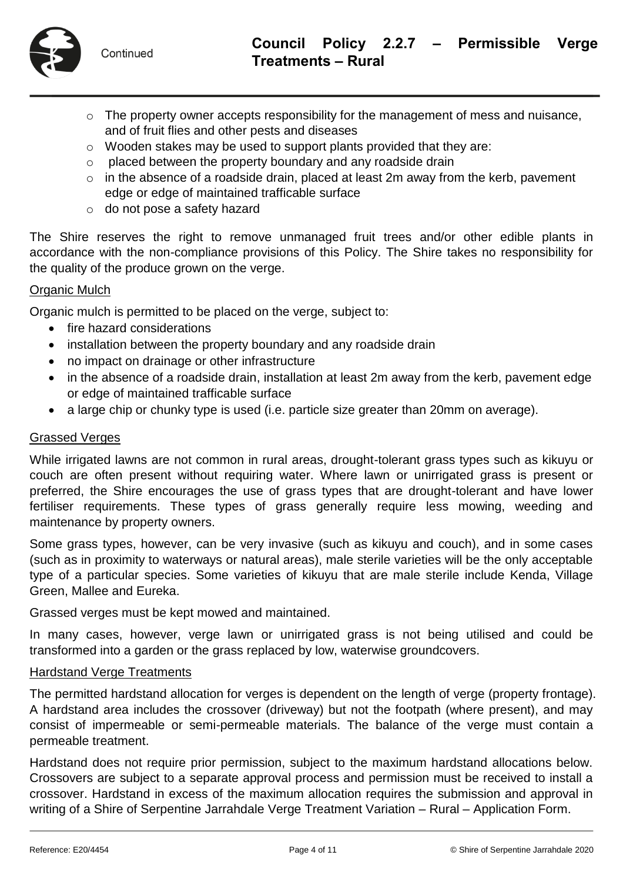- The property owner accepts responsibility for the management of mess and nuisance, and of fruit flies and other pests and diseases
- Wooden stakes may be used to support plants provided that they are:
- placed between the property boundary and any roadside drain
- in the absence of a roadside drain, placed at least 2m away from the kerb, pavement edge or edge of maintained trafficable surface
- do not pose a safety hazard

The Shire reserves the right to remove unmanaged fruit trees and/or other edible plants in accordance with the non-compliance provisions of this Policy. The Shire takes no responsibility for the quality of the produce grown on the verge.

#### Organic Mulch

Organic mulch is permitted to be placed on the verge, subject to:

- fire hazard considerations
- installation between the property boundary and any roadside drain
- no impact on drainage or other infrastructure
- in the absence of a roadside drain, installation at least 2m away from the kerb, pavement edge or edge of maintained trafficable surface
- a large chip or chunky type is used (i.e. particle size greater than 20mm on average).

#### Grassed Verges

While irrigated lawns are not common in rural areas, drought-tolerant grass types such as kikuyu or couch are often present without requiring water. Where lawn or unirrigated grass is present or preferred, the Shire encourages the use of grass types that are drought-tolerant and have lower fertiliser requirements. These types of grass generally require less mowing, weeding and maintenance by property owners.

Some grass types, however, can be very invasive (such as kikuyu and couch), and in some cases (such as in proximity to waterways or natural areas), male sterile varieties will be the only acceptable type of a particular species. Some varieties of kikuyu that are male sterile include Kenda, Village Green, Mallee and Eureka.

Grassed verges must be kept mowed and maintained.

In many cases, however, verge lawn or unirrigated grass is not being utilised and could be transformed into a garden or the grass replaced by low, waterwise groundcovers.

#### Hardstand Verge Treatments

The permitted hardstand allocation for verges is dependent on the length of verge (property frontage). A hardstand area includes the crossover (driveway) but not the footpath (where present), and may consist of impermeable or semi-permeable materials. The balance of the verge must contain a permeable treatment.

Hardstand does not require prior permission, subject to the maximum hardstand allocations below. Crossovers are subject to a separate approval process and permission must be received to install a crossover. Hardstand in excess of the maximum allocation requires the submission and approval in writing of a Shire of Serpentine Jarrahdale Verge Treatment Variation – Rural – Application Form.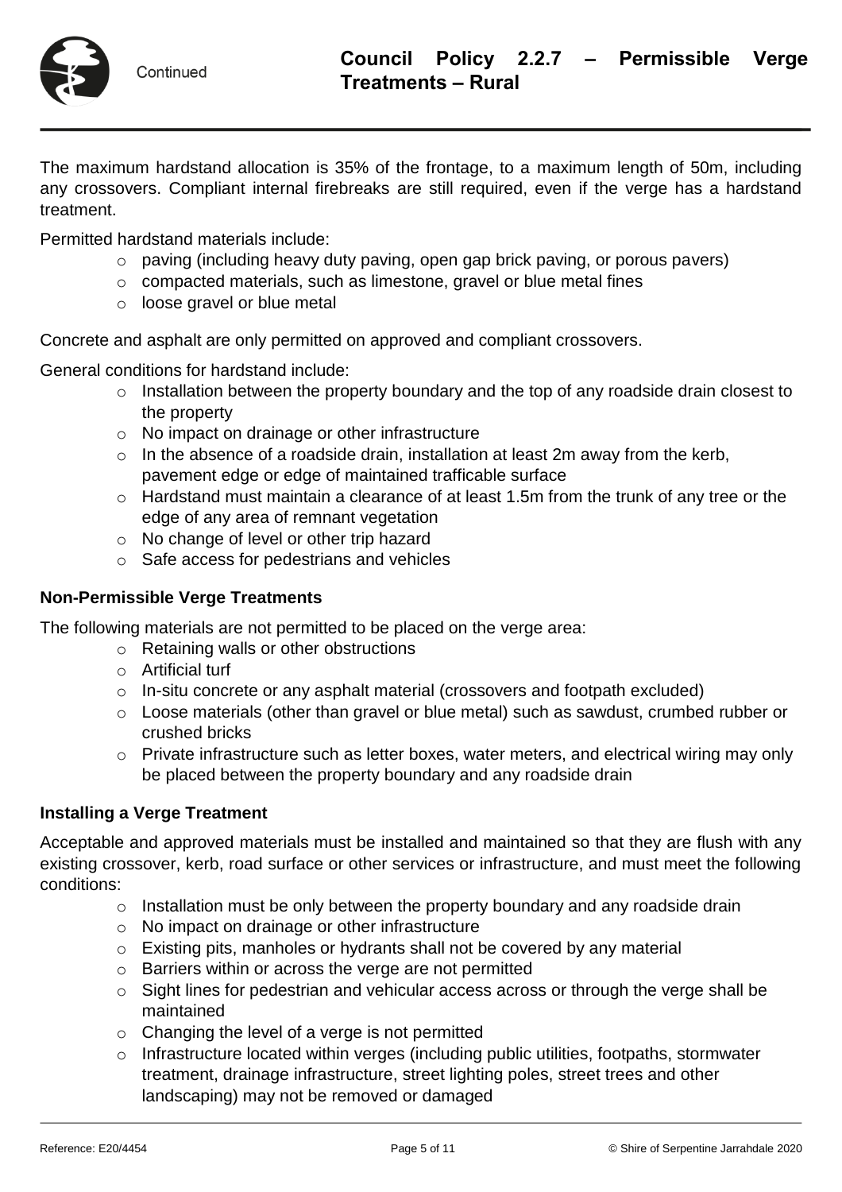The maximum hardstand allocation is 35% of the frontage, to a maximum length of 50m, including any crossovers. Compliant internal firebreaks are still required, even if the verge has a hardstand treatment.

Permitted hardstand materials include:

- paving (including heavy duty paving, open gap brick paving, or porous pavers)
- compacted materials, such as limestone, gravel or blue metal fines
- loose gravel or blue metal

Concrete and asphalt are only permitted on approved and compliant crossovers.

General conditions for hardstand include:

- Installation between the property boundary and the top of any roadside drain closest to the property
- No impact on drainage or other infrastructure
- In the absence of a roadside drain, installation at least 2m away from the kerb, pavement edge or edge of maintained trafficable surface
- Hardstand must maintain a clearance of at least 1.5m from the trunk of any tree or the edge of any area of remnant vegetation
- No change of level or other trip hazard
- Safe access for pedestrians and vehicles

### Non-Permissible Verge Treatments

The following materials are not permitted to be placed on the verge area:

- Retaining walls or other obstructions
- Artificial turf
- In-situ concrete or any asphalt material (crossovers and footpath excluded)
- Loose materials (other than gravel or blue metal) such as sawdust, crumbed rubber or crushed bricks
- Private infrastructure such as letter boxes, water meters, and electrical wiring may only be placed between the property boundary and any roadside drain

### Installing a Verge Treatment

Acceptable and approved materials must be installed and maintained so that they are flush with any existing crossover, kerb, road surface or other services or infrastructure, and must meet the following conditions:

- Installation must be only between the property boundary and any roadside drain
- No impact on drainage or other infrastructure
- Existing pits, manholes or hydrants shall not be covered by any material
- Barriers within or across the verge are not permitted
- Sight lines for pedestrian and vehicular access across or through the verge shall be maintained
- Changing the level of a verge is not permitted
- Infrastructure located within verges (including public utilities, footpaths, stormwater treatment, drainage infrastructure, street lighting poles, street trees and other landscaping) may not be removed or damaged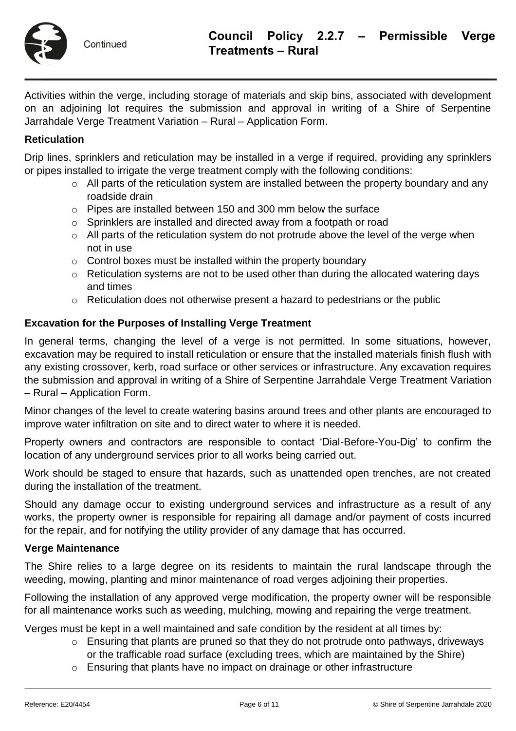Activities within the verge, including storage of materials and skip bins, associated with development on an adjoining lot requires the submission and approval in writing of a Shire of Serpentine Jarrahdale Verge Treatment Variation – Rural – Application Form.

**Reticulation**

Drip lines, sprinklers and reticulation may be installed in a verge if required, providing any sprinklers or pipes installed to irrigate the verge treatment comply with the following conditions:

- All parts of the reticulation system are installed between the property boundary and any roadside drain
- Pipes are installed between 150 and 300 mm below the surface
- Sprinklers are installed and directed away from a footpath or road
- All parts of the reticulation system do not protrude above the level of the verge when not in use
- Control boxes must be installed within the property boundary
- Reticulation systems are not to be used other than during the allocated watering days and times
- Reticulation does not otherwise present a hazard to pedestrians or the public

**Excavation for the Purposes of Installing Verge Treatment**

In general terms, changing the level of a verge is not permitted. In some situations, however, excavation may be required to install reticulation or ensure that the installed materials finish flush with any existing crossover, kerb, road surface or other services or infrastructure. Any excavation requires the submission and approval in writing of a Shire of Serpentine Jarrahdale Verge Treatment Variation – Rural – Application Form.

Minor changes of the level to create watering basins around trees and other plants are encouraged to improve water infiltration on site and to direct water to where it is needed.

Property owners and contractors are responsible to contact 'Dial-Before-You-Dig' to confirm the location of any underground services prior to all works being carried out.

Work should be staged to ensure that hazards, such as unattended open trenches, are not created during the installation of the treatment.

Should any damage occur to existing underground services and infrastructure as a result of any works, the property owner is responsible for repairing all damage and/or payment of costs incurred for the repair, and for notifying the utility provider of any damage that has occurred.

**Verge Maintenance**

The Shire relies to a large degree on its residents to maintain the rural landscape through the weeding, mowing, planting and minor maintenance of road verges adjoining their properties.

Following the installation of any approved verge modification, the property owner will be responsible for all maintenance works such as weeding, mulching, mowing and repairing the verge treatment.

Verges must be kept in a well maintained and safe condition by the resident at all times by:

- Ensuring that plants are pruned so that they do not protrude onto pathways, driveways or the trafficable road surface (excluding trees, which are maintained by the Shire)
- Ensuring that plants have no impact on drainage or other infrastructure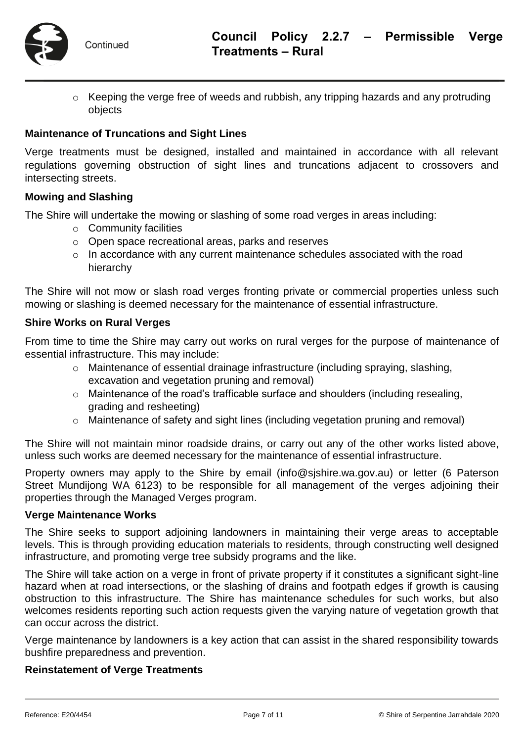- Keeping the verge free of weeds and rubbish, any tripping hazards and any protruding objects

**Maintenance of Truncations and Sight Lines**

Verge treatments must be designed, installed and maintained in accordance with all relevant regulations governing obstruction of sight lines and truncations adjacent to crossovers and intersecting streets.

**Mowing and Slashing**

The Shire will undertake the mowing or slashing of some road verges in areas including:

- Community facilities
- Open space recreational areas, parks and reserves
- In accordance with any current maintenance schedules associated with the road hierarchy

The Shire will not mow or slash road verges fronting private or commercial properties unless such mowing or slashing is deemed necessary for the maintenance of essential infrastructure.

**Shire Works on Rural Verges**

From time to time the Shire may carry out works on rural verges for the purpose of maintenance of essential infrastructure. This may include:

- Maintenance of essential drainage infrastructure (including spraying, slashing, excavation and vegetation pruning and removal)
- Maintenance of the road's trafficable surface and shoulders (including resealing, grading and resheeting)
- Maintenance of safety and sight lines (including vegetation pruning and removal)

The Shire will not maintain minor roadside drains, or carry out any of the other works listed above, unless such works are deemed necessary for the maintenance of essential infrastructure.

Property owners may apply to the Shire by email (info@sjshire.wa.gov.au) or letter (6 Paterson Street Mundijong WA 6123) to be responsible for all management of the verges adjoining their properties through the Managed Verges program.

**Verge Maintenance Works**

The Shire seeks to support adjoining landowners in maintaining their verge areas to acceptable levels. This is through providing education materials to residents, through constructing well designed infrastructure, and promoting verge tree subsidy programs and the like.

The Shire will take action on a verge in front of private property if it constitutes a significant sight-line hazard when at road intersections, or the slashing of drains and footpath edges if growth is causing obstruction to this infrastructure. The Shire has maintenance schedules for such works, but also welcomes residents reporting such action requests given the varying nature of vegetation growth that can occur across the district.

Verge maintenance by landowners is a key action that can assist in the shared responsibility towards bushfire preparedness and prevention.

**Reinstatement of Verge Treatments**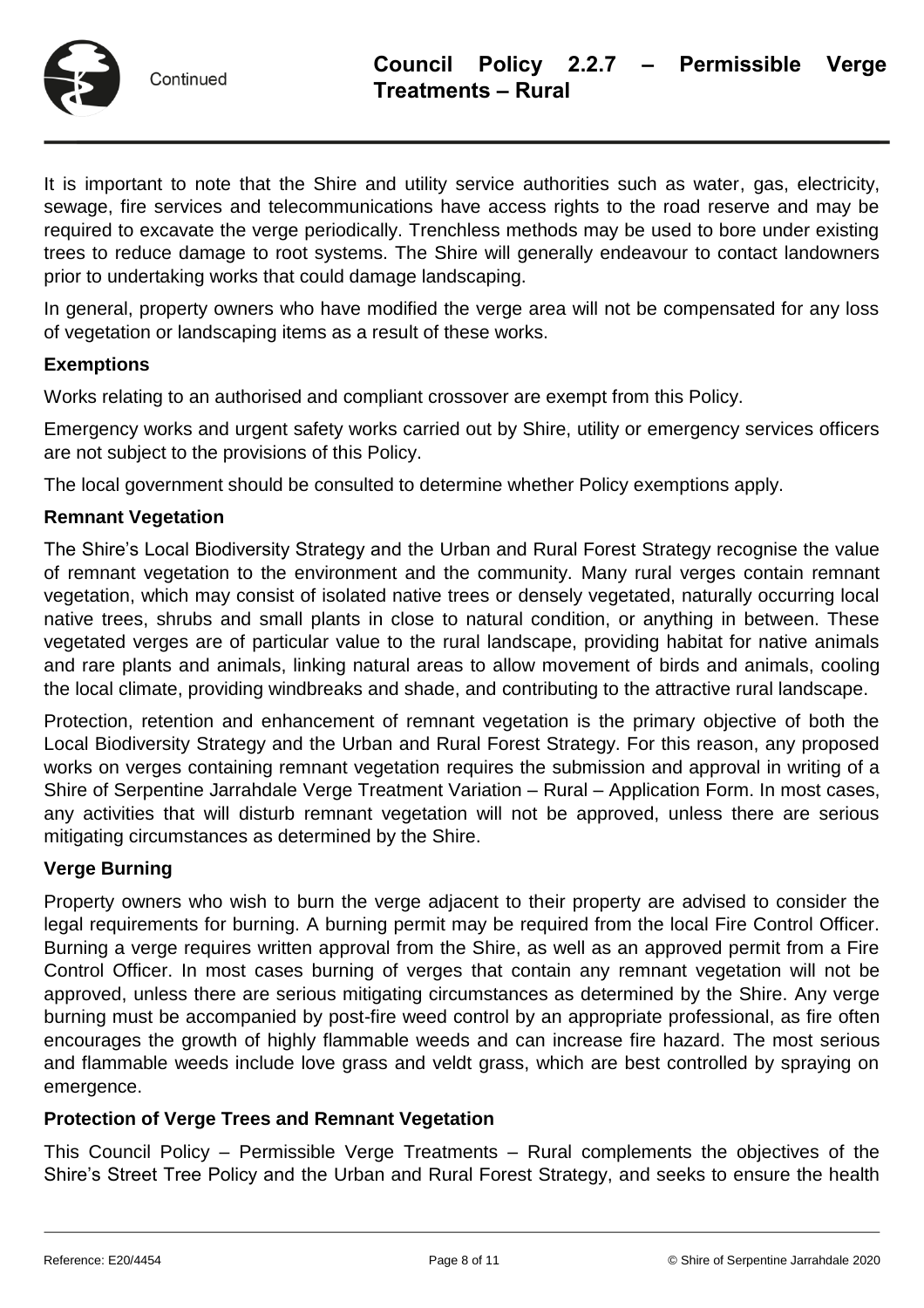It is important to note that the Shire and utility service authorities such as water, gas, electricity, sewage, fire services and telecommunications have access rights to the road reserve and may be required to excavate the verge periodically. Trenchless methods may be used to bore under existing trees to reduce damage to root systems. The Shire will generally endeavour to contact landowners prior to undertaking works that could damage landscaping.

In general, property owners who have modified the verge area will not be compensated for any loss of vegetation or landscaping items as a result of these works.

### Exemptions

Works relating to an authorised and compliant crossover are exempt from this Policy.

Emergency works and urgent safety works carried out by Shire, utility or emergency services officers are not subject to the provisions of this Policy.

The local government should be consulted to determine whether Policy exemptions apply.

### Remnant Vegetation

The Shire's Local Biodiversity Strategy and the Urban and Rural Forest Strategy recognise the value of remnant vegetation to the environment and the community. Many rural verges contain remnant vegetation, which may consist of isolated native trees or densely vegetated, naturally occurring local native trees, shrubs and small plants in close to natural condition, or anything in between. These vegetated verges are of particular value to the rural landscape, providing habitat for native animals and rare plants and animals, linking natural areas to allow movement of birds and animals, cooling the local climate, providing windbreaks and shade, and contributing to the attractive rural landscape.

Protection, retention and enhancement of remnant vegetation is the primary objective of both the Local Biodiversity Strategy and the Urban and Rural Forest Strategy. For this reason, any proposed works on verges containing remnant vegetation requires the submission and approval in writing of a Shire of Serpentine Jarrahdale Verge Treatment Variation – Rural – Application Form. In most cases, any activities that will disturb remnant vegetation will not be approved, unless there are serious mitigating circumstances as determined by the Shire.

### Verge Burning

Property owners who wish to burn the verge adjacent to their property are advised to consider the legal requirements for burning. A burning permit may be required from the local Fire Control Officer. Burning a verge requires written approval from the Shire, as well as an approved permit from a Fire Control Officer. In most cases burning of verges that contain any remnant vegetation will not be approved, unless there are serious mitigating circumstances as determined by the Shire. Any verge burning must be accompanied by post-fire weed control by an appropriate professional, as fire often encourages the growth of highly flammable weeds and can increase fire hazard. The most serious and flammable weeds include love grass and veldt grass, which are best controlled by spraying on emergence.

### Protection of Verge Trees and Remnant Vegetation

This Council Policy – Permissible Verge Treatments – Rural complements the objectives of the Shire's Street Tree Policy and the Urban and Rural Forest Strategy, and seeks to ensure the health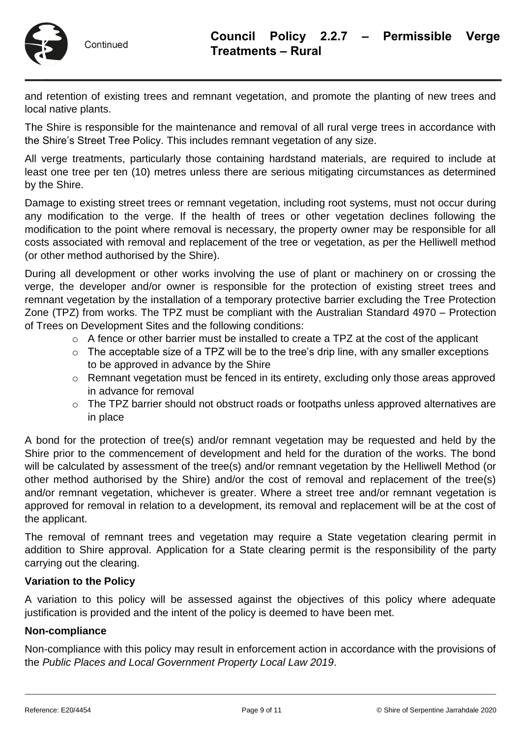and retention of existing trees and remnant vegetation, and promote the planting of new trees and local native plants.

The Shire is responsible for the maintenance and removal of all rural verge trees in accordance with the Shire's Street Tree Policy. This includes remnant vegetation of any size.

All verge treatments, particularly those containing hardstand materials, are required to include at least one tree per ten (10) metres unless there are serious mitigating circumstances as determined by the Shire.

Damage to existing street trees or remnant vegetation, including root systems, must not occur during any modification to the verge. If the health of trees or other vegetation declines following the modification to the point where removal is necessary, the property owner may be responsible for all costs associated with removal and replacement of the tree or vegetation, as per the Helliwell method (or other method authorised by the Shire).

During all development or other works involving the use of plant or machinery on or crossing the verge, the developer and/or owner is responsible for the protection of existing street trees and remnant vegetation by the installation of a temporary protective barrier excluding the Tree Protection Zone (TPZ) from works. The TPZ must be compliant with the Australian Standard 4970 – Protection of Trees on Development Sites and the following conditions:

- A fence or other barrier must be installed to create a TPZ at the cost of the applicant
- The acceptable size of a TPZ will be to the tree's drip line, with any smaller exceptions to be approved in advance by the Shire
- Remnant vegetation must be fenced in its entirety, excluding only those areas approved in advance for removal
- The TPZ barrier should not obstruct roads or footpaths unless approved alternatives are in place

A bond for the protection of tree(s) and/or remnant vegetation may be requested and held by the Shire prior to the commencement of development and held for the duration of the works. The bond will be calculated by assessment of the tree(s) and/or remnant vegetation by the Helliwell Method (or other method authorised by the Shire) and/or the cost of removal and replacement of the tree(s) and/or remnant vegetation, whichever is greater. Where a street tree and/or remnant vegetation is approved for removal in relation to a development, its removal and replacement will be at the cost of the applicant.

The removal of remnant trees and vegetation may require a State vegetation clearing permit in addition to Shire approval. Application for a State clearing permit is the responsibility of the party carrying out the clearing.

**Variation to the Policy**

A variation to this policy will be assessed against the objectives of this policy where adequate justification is provided and the intent of the policy is deemed to have been met.

**Non-compliance**

Non-compliance with this policy may result in enforcement action in accordance with the provisions of the *Public Places and Local Government Property Local Law 2019*.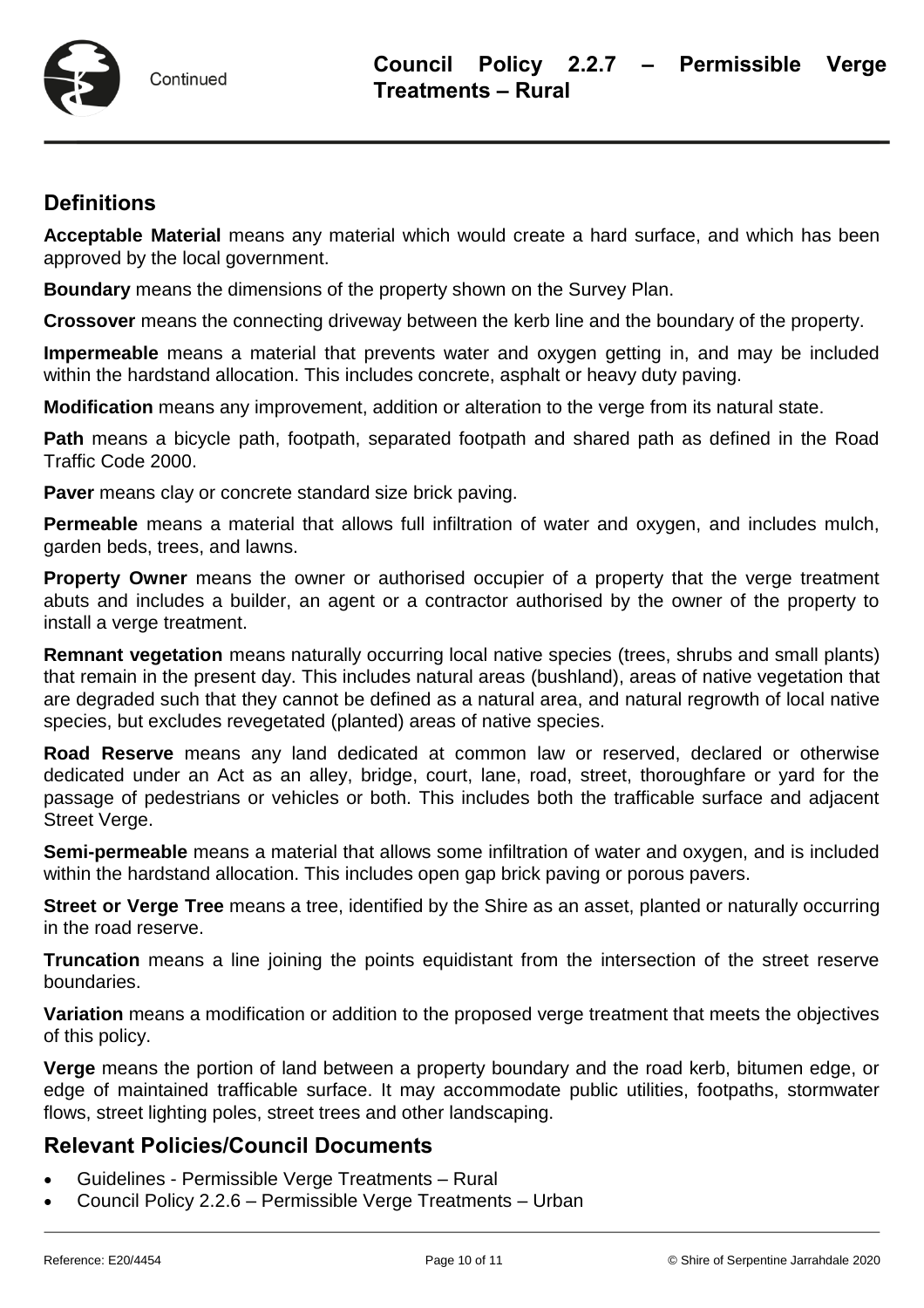## Definitions

**Acceptable Material** means any material which would create a hard surface, and which has been approved by the local government.

**Boundary** means the dimensions of the property shown on the Survey Plan.

**Crossover** means the connecting driveway between the kerb line and the boundary of the property.

**Impermeable** means a material that prevents water and oxygen getting in, and may be included within the hardstand allocation. This includes concrete, asphalt or heavy duty paving.

**Modification** means any improvement, addition or alteration to the verge from its natural state.

**Path** means a bicycle path, footpath, separated footpath and shared path as defined in the Road Traffic Code 2000.

**Paver** means clay or concrete standard size brick paving.

**Permeable** means a material that allows full infiltration of water and oxygen, and includes mulch, garden beds, trees, and lawns.

**Property Owner** means the owner or authorised occupier of a property that the verge treatment abuts and includes a builder, an agent or a contractor authorised by the owner of the property to install a verge treatment.

**Remnant vegetation** means naturally occurring local native species (trees, shrubs and small plants) that remain in the present day. This includes natural areas (bushland), areas of native vegetation that are degraded such that they cannot be defined as a natural area, and natural regrowth of local native species, but excludes revegetated (planted) areas of native species.

**Road Reserve** means any land dedicated at common law or reserved, declared or otherwise dedicated under an Act as an alley, bridge, court, lane, road, street, thoroughfare or yard for the passage of pedestrians or vehicles or both. This includes both the trafficable surface and adjacent Street Verge.

**Semi-permeable** means a material that allows some infiltration of water and oxygen, and is included within the hardstand allocation. This includes open gap brick paving or porous pavers.

**Street or Verge Tree** means a tree, identified by the Shire as an asset, planted or naturally occurring in the road reserve.

**Truncation** means a line joining the points equidistant from the intersection of the street reserve boundaries.

**Variation** means a modification or addition to the proposed verge treatment that meets the objectives of this policy.

**Verge** means the portion of land between a property boundary and the road kerb, bitumen edge, or edge of maintained trafficable surface. It may accommodate public utilities, footpaths, stormwater flows, street lighting poles, street trees and other landscaping.

## Relevant Policies/Council Documents

- Guidelines - Permissible Verge Treatments – Rural
- Council Policy 2.2.6 – Permissible Verge Treatments – Urban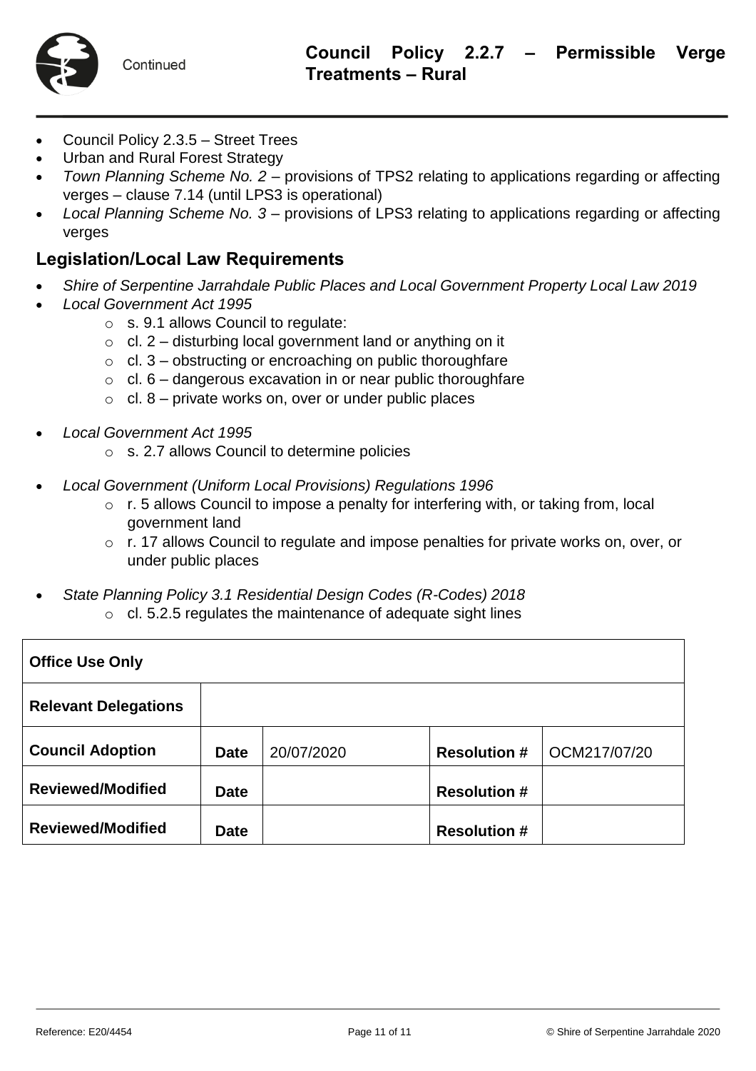- Council Policy 2.3.5 – Street Trees
- Urban and Rural Forest Strategy
- *Town Planning Scheme No. 2* – provisions of TPS2 relating to applications regarding or affecting verges – clause 7.14 (until LPS3 is operational)
- *Local Planning Scheme No. 3* – provisions of LPS3 relating to applications regarding or affecting verges

## Legislation/Local Law Requirements

- *Shire of Serpentine Jarrahdale Public Places and Local Government Property Local Law 2019*
- *Local Government Act 1995*
    - s. 9.1 allows Council to regulate:
    - cl. 2 – disturbing local government land or anything on it
    - cl. 3 – obstructing or encroaching on public thoroughfare
    - cl. 6 – dangerous excavation in or near public thoroughfare
    - cl. 8 – private works on, over or under public places
- *Local Government Act 1995*
    - s. 2.7 allows Council to determine policies
- *Local Government (Uniform Local Provisions) Regulations 1996*
    - r. 5 allows Council to impose a penalty for interfering with, or taking from, local government land
    - r. 17 allows Council to regulate and impose penalties for private works on, over, or under public places
- *State Planning Policy 3.1 Residential Design Codes (R-Codes) 2018*
    - cl. 5.2.5 regulates the maintenance of adequate sight lines

| **Office Use Only** | | | | |
|---|---|---|---|---|
| **Relevant Delegations** | | | | |
| **Council Adoption** | **Date** | 20/07/2020 | **Resolution #** | OCM217/07/20 |
| **Reviewed/Modified** | **Date** | | **Resolution #** | |
| **Reviewed/Modified** | **Date** | | **Resolution #** | |